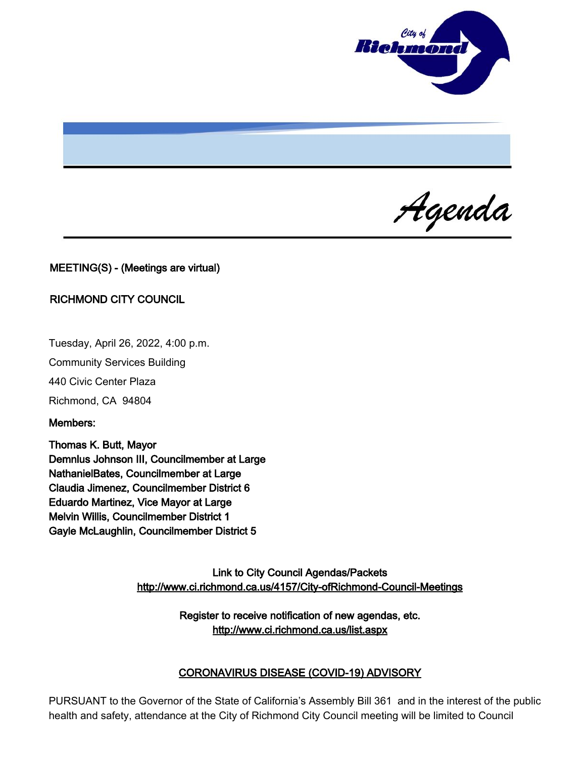# Agenda

**MEETING(S) - (Meetings are virtual)**

**RICHMOND CITY COUNCIL**

Tuesday, April 26, 2022, 4:00 p.m.

Community Services Building

440 Civic Center Plaza

Richmond, CA 94804

**Members:**

**Thomas K. Butt, Mayor**
**Demnlus Johnson III, Councilmember at Large**
**NathanielBates, Councilmember at Large**
**Claudia Jimenez, Councilmember District 6**
**Eduardo Martinez, Vice Mayor at Large**
**Melvin Willis, Councilmember District 1**
**Gayle McLaughlin, Councilmember District 5**

**Link to City Council Agendas/Packets**
http://www.ci.richmond.ca.us/4157/City-ofRichmond-Council-Meetings

**Register to receive notification of new agendas, etc.**
http://www.ci.richmond.ca.us/list.aspx

## CORONAVIRUS DISEASE (COVID-19) ADVISORY

PURSUANT to the Governor of the State of California's Assembly Bill 361 and in the interest of the public health and safety, attendance at the City of Richmond City Council meeting will be limited to Council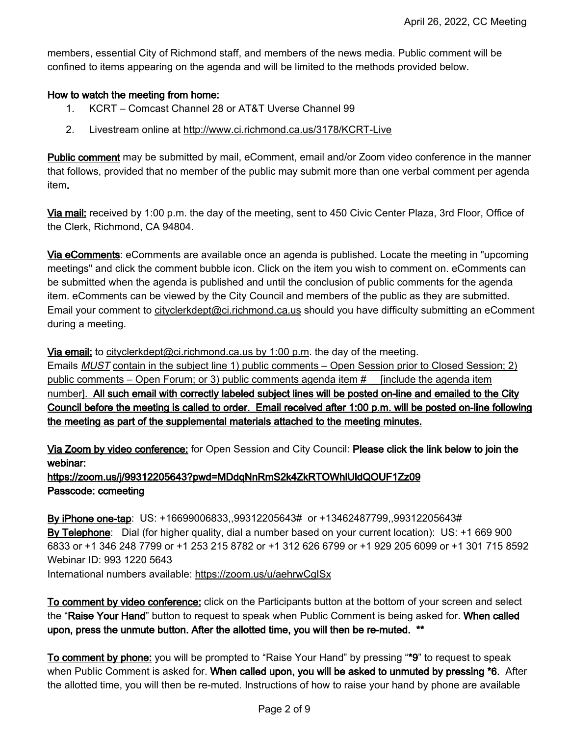members, essential City of Richmond staff, and members of the news media. Public comment will be confined to items appearing on the agenda and will be limited to the methods provided below.

**How to watch the meeting from home:**

1. KCRT – Comcast Channel 28 or AT&T Uverse Channel 99
2. Livestream online at http://www.ci.richmond.ca.us/3178/KCRT-Live

**Public comment** may be submitted by mail, eComment, email and/or Zoom video conference in the manner that follows, provided that no member of the public may submit more than one verbal comment per agenda item**.**

**Via mail:** received by 1:00 p.m. the day of the meeting, sent to 450 Civic Center Plaza, 3rd Floor, Office of the Clerk, Richmond, CA 94804.

**Via eComments**: eComments are available once an agenda is published. Locate the meeting in "upcoming meetings" and click the comment bubble icon. Click on the item you wish to comment on. eComments can be submitted when the agenda is published and until the conclusion of public comments for the agenda item. eComments can be viewed by the City Council and members of the public as they are submitted. Email your comment to cityclerkdept@ci.richmond.ca.us should you have difficulty submitting an eComment during a meeting.

**Via email:** to cityclerkdept@ci.richmond.ca.us by 1:00 p.m. the day of the meeting.
Emails *MUST* contain in the subject line 1) public comments – Open Session prior to Closed Session; 2) public comments – Open Forum; or 3) public comments agenda item # [include the agenda item number]. **All such email with correctly labeled subject lines will be posted on-line and emailed to the City Council before the meeting is called to order. Email received after 1:00 p.m. will be posted on-line following the meeting as part of the supplemental materials attached to the meeting minutes.**

**Via Zoom by video conference:** for Open Session and City Council: **Please click the link below to join the webinar:**
**https://zoom.us/j/99312205643?pwd=MDdqNnRmS2k4ZkRTOWhlUldQOUF1Zz09**
**Passcode: ccmeeting**

**By iPhone one-tap**: US: +16699006833,,99312205643# or +13462487799,,99312205643#
**By Telephone**: Dial (for higher quality, dial a number based on your current location): US: +1 669 900 6833 or +1 346 248 7799 or +1 253 215 8782 or +1 312 626 6799 or +1 929 205 6099 or +1 301 715 8592
Webinar ID: 993 1220 5643
International numbers available: https://zoom.us/u/aehrwCgISx

**To comment by video conference:** click on the Participants button at the bottom of your screen and select the "**Raise Your Hand**" button to request to speak when Public Comment is being asked for. **When called upon, press the unmute button. After the allotted time, you will then be re-muted. \*\***

**To comment by phone:** you will be prompted to "Raise Your Hand" by pressing "**\*9**" to request to speak when Public Comment is asked for. **When called upon, you will be asked to unmuted by pressing \*6.** After the allotted time, you will then be re-muted. Instructions of how to raise your hand by phone are available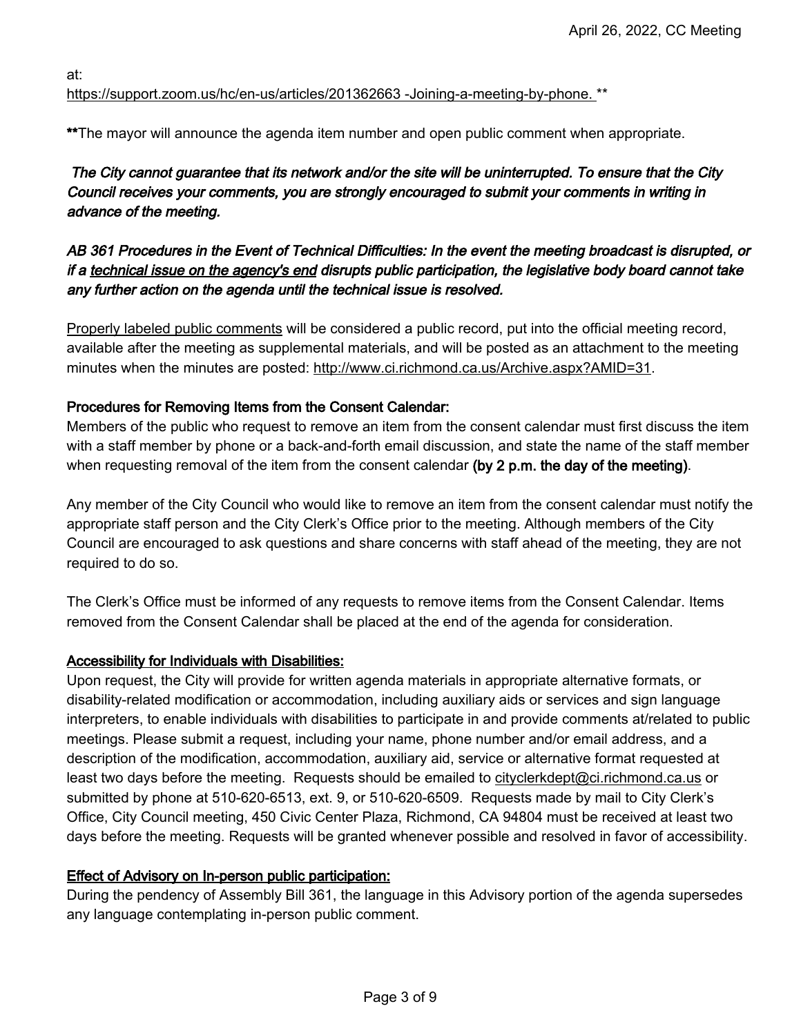at:
https://support.zoom.us/hc/en-us/articles/201362663 -Joining-a-meeting-by-phone. **

**The mayor will announce the agenda item number and open public comment when appropriate.

***The City cannot guarantee that its network and/or the site will be uninterrupted. To ensure that the City Council receives your comments, you are strongly encouraged to submit your comments in writing in advance of the meeting.***

***AB 361 Procedures in the Event of Technical Difficulties: In the event the meeting broadcast is disrupted, or if a technical issue on the agency's end disrupts public participation, the legislative body board cannot take any further action on the agenda until the technical issue is resolved.***

Properly labeled public comments will be considered a public record, put into the official meeting record, available after the meeting as supplemental materials, and will be posted as an attachment to the meeting minutes when the minutes are posted: http://www.ci.richmond.ca.us/Archive.aspx?AMID=31.

**Procedures for Removing Items from the Consent Calendar:**
Members of the public who request to remove an item from the consent calendar must first discuss the item with a staff member by phone or a back-and-forth email discussion, and state the name of the staff member when requesting removal of the item from the consent calendar **(by 2 p.m. the day of the meeting)**.

Any member of the City Council who would like to remove an item from the consent calendar must notify the appropriate staff person and the City Clerk's Office prior to the meeting. Although members of the City Council are encouraged to ask questions and share concerns with staff ahead of the meeting, they are not required to do so.

The Clerk's Office must be informed of any requests to remove items from the Consent Calendar. Items removed from the Consent Calendar shall be placed at the end of the agenda for consideration.

**Accessibility for Individuals with Disabilities:**
Upon request, the City will provide for written agenda materials in appropriate alternative formats, or disability-related modification or accommodation, including auxiliary aids or services and sign language interpreters, to enable individuals with disabilities to participate in and provide comments at/related to public meetings. Please submit a request, including your name, phone number and/or email address, and a description of the modification, accommodation, auxiliary aid, service or alternative format requested at least two days before the meeting. Requests should be emailed to cityclerkdept@ci.richmond.ca.us or submitted by phone at 510-620-6513, ext. 9, or 510-620-6509. Requests made by mail to City Clerk's Office, City Council meeting, 450 Civic Center Plaza, Richmond, CA 94804 must be received at least two days before the meeting. Requests will be granted whenever possible and resolved in favor of accessibility.

**Effect of Advisory on In-person public participation:**
During the pendency of Assembly Bill 361, the language in this Advisory portion of the agenda supersedes any language contemplating in-person public comment.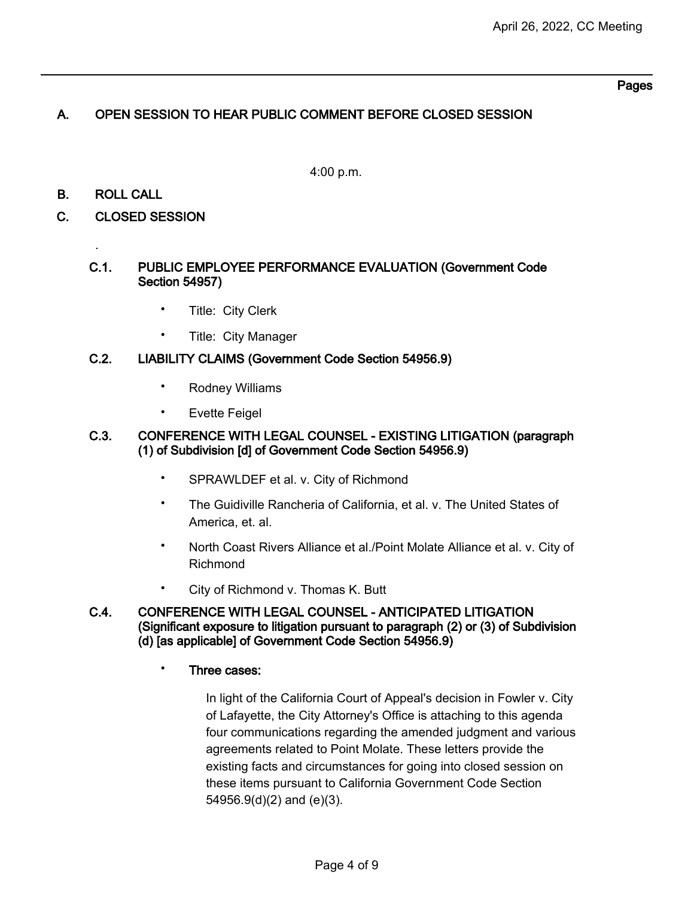Pages

## A. OPEN SESSION TO HEAR PUBLIC COMMENT BEFORE CLOSED SESSION

4:00 p.m.

## B. ROLL CALL

## C. CLOSED SESSION

.

### C.1. PUBLIC EMPLOYEE PERFORMANCE EVALUATION (Government Code Section 54957)

- Title: City Clerk
- Title: City Manager

### C.2. LIABILITY CLAIMS (Government Code Section 54956.9)

- Rodney Williams
- Evette Feigel

### C.3. CONFERENCE WITH LEGAL COUNSEL - EXISTING LITIGATION (paragraph (1) of Subdivision [d] of Government Code Section 54956.9)

- SPRAWLDEF et al. v. City of Richmond
- The Guidiville Rancheria of California, et al. v. The United States of America, et. al.
- North Coast Rivers Alliance et al./Point Molate Alliance et al. v. City of Richmond
- City of Richmond v. Thomas K. Butt

### C.4. CONFERENCE WITH LEGAL COUNSEL - ANTICIPATED LITIGATION (Significant exposure to litigation pursuant to paragraph (2) or (3) of Subdivision (d) [as applicable] of Government Code Section 54956.9)

- **Three cases:**

  In light of the California Court of Appeal's decision in Fowler v. City of Lafayette, the City Attorney's Office is attaching to this agenda four communications regarding the amended judgment and various agreements related to Point Molate. These letters provide the existing facts and circumstances for going into closed session on these items pursuant to California Government Code Section 54956.9(d)(2) and (e)(3).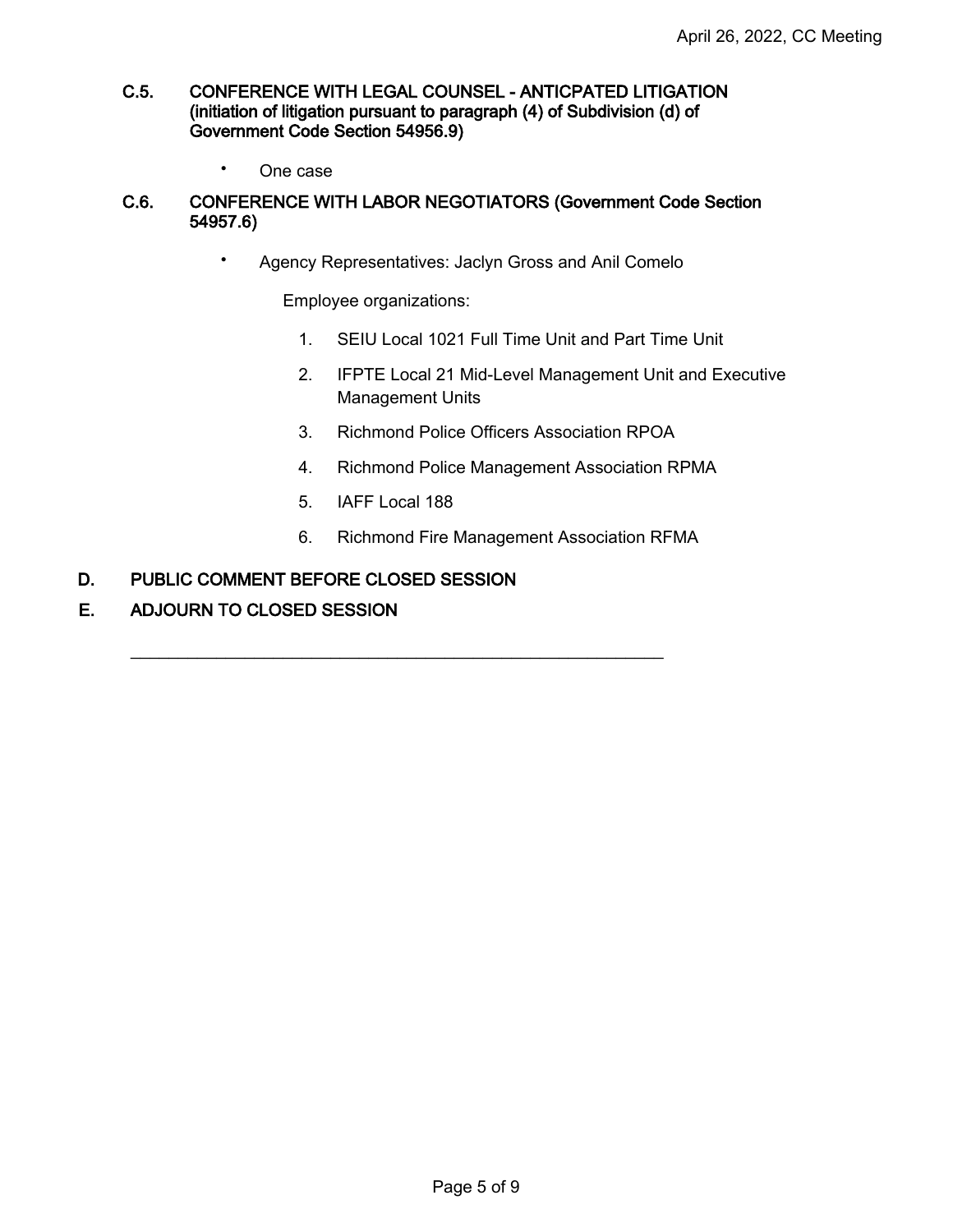**C.5. CONFERENCE WITH LEGAL COUNSEL - ANTICPATED LITIGATION (initiation of litigation pursuant to paragraph (4) of Subdivision (d) of Government Code Section 54956.9)**

- One case

**C.6. CONFERENCE WITH LABOR NEGOTIATORS (Government Code Section 54957.6)**

- Agency Representatives: Jaclyn Gross and Anil Comelo

  Employee organizations:

  1. SEIU Local 1021 Full Time Unit and Part Time Unit
  2. IFPTE Local 21 Mid-Level Management Unit and Executive Management Units
  3. Richmond Police Officers Association RPOA
  4. Richmond Police Management Association RPMA
  5. IAFF Local 188
  6. Richmond Fire Management Association RFMA

**D. PUBLIC COMMENT BEFORE CLOSED SESSION**

**E. ADJOURN TO CLOSED SESSION**

---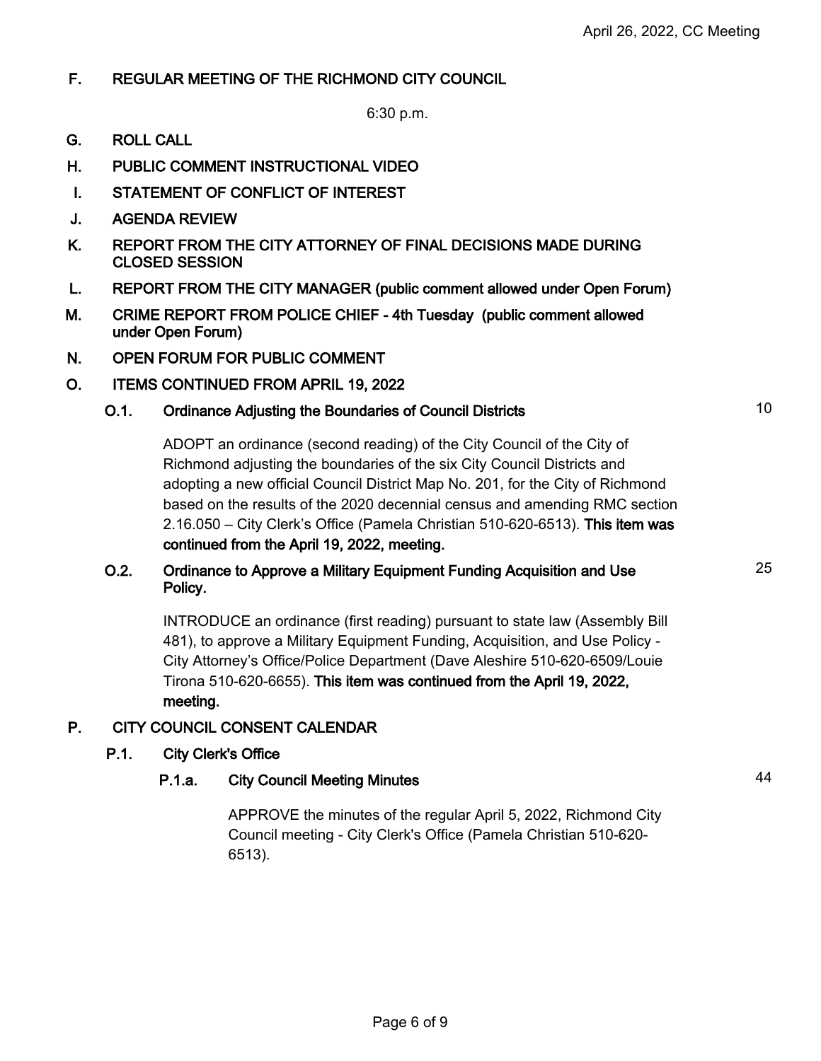## F. REGULAR MEETING OF THE RICHMOND CITY COUNCIL

6:30 p.m.

## G. ROLL CALL

## H. PUBLIC COMMENT INSTRUCTIONAL VIDEO

## I. STATEMENT OF CONFLICT OF INTEREST

## J. AGENDA REVIEW

## K. REPORT FROM THE CITY ATTORNEY OF FINAL DECISIONS MADE DURING CLOSED SESSION

## L. REPORT FROM THE CITY MANAGER (public comment allowed under Open Forum)

## M. CRIME REPORT FROM POLICE CHIEF - 4th Tuesday (public comment allowed under Open Forum)

## N. OPEN FORUM FOR PUBLIC COMMENT

## O. ITEMS CONTINUED FROM APRIL 19, 2022

### O.1. Ordinance Adjusting the Boundaries of Council Districts — 10

ADOPT an ordinance (second reading) of the City Council of the City of Richmond adjusting the boundaries of the six City Council Districts and adopting a new official Council District Map No. 201, for the City of Richmond based on the results of the 2020 decennial census and amending RMC section 2.16.050 – City Clerk's Office (Pamela Christian 510-620-6513). **This item was continued from the April 19, 2022, meeting.**

### O.2. Ordinance to Approve a Military Equipment Funding Acquisition and Use Policy. — 25

INTRODUCE an ordinance (first reading) pursuant to state law (Assembly Bill 481), to approve a Military Equipment Funding, Acquisition, and Use Policy - City Attorney's Office/Police Department (Dave Aleshire 510-620-6509/Louie Tirona 510-620-6655). **This item was continued from the April 19, 2022, meeting.**

## P. CITY COUNCIL CONSENT CALENDAR

### P.1. City Clerk's Office

#### P.1.a. City Council Meeting Minutes — 44

APPROVE the minutes of the regular April 5, 2022, Richmond City Council meeting - City Clerk's Office (Pamela Christian 510-620-6513).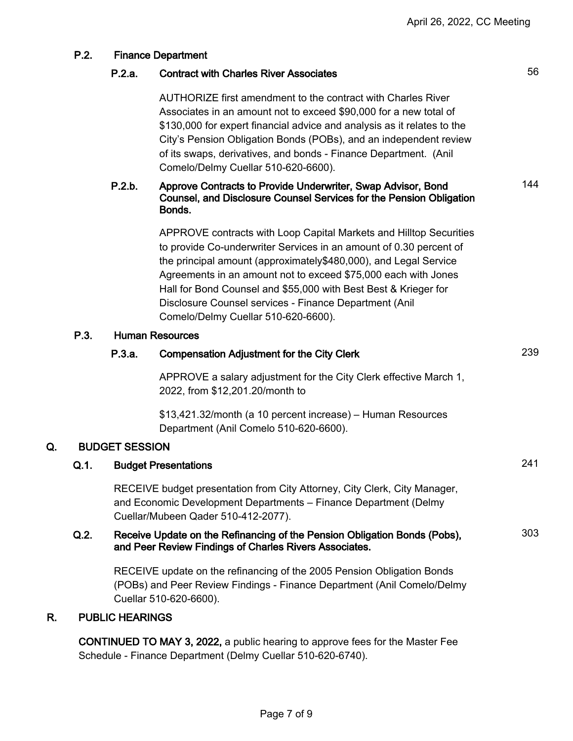### P.2. Finance Department

#### P.2.a. Contract with Charles River Associates — 56

AUTHORIZE first amendment to the contract with Charles River Associates in an amount not to exceed $90,000 for a new total of $130,000 for expert financial advice and analysis as it relates to the City's Pension Obligation Bonds (POBs), and an independent review of its swaps, derivatives, and bonds - Finance Department. (Anil Comelo/Delmy Cuellar 510-620-6600).

#### P.2.b. Approve Contracts to Provide Underwriter, Swap Advisor, Bond Counsel, and Disclosure Counsel Services for the Pension Obligation Bonds. — 144

APPROVE contracts with Loop Capital Markets and Hilltop Securities to provide Co-underwriter Services in an amount of 0.30 percent of the principal amount (approximately$480,000), and Legal Service Agreements in an amount not to exceed $75,000 each with Jones Hall for Bond Counsel and $55,000 with Best Best & Krieger for Disclosure Counsel services - Finance Department (Anil Comelo/Delmy Cuellar 510-620-6600).

### P.3. Human Resources

#### P.3.a. Compensation Adjustment for the City Clerk — 239

APPROVE a salary adjustment for the City Clerk effective March 1, 2022, from $12,201.20/month to

$13,421.32/month (a 10 percent increase) – Human Resources Department (Anil Comelo 510-620-6600).

## Q. BUDGET SESSION

### Q.1. Budget Presentations — 241

RECEIVE budget presentation from City Attorney, City Clerk, City Manager, and Economic Development Departments – Finance Department (Delmy Cuellar/Mubeen Qader 510-412-2077).

### Q.2. Receive Update on the Refinancing of the Pension Obligation Bonds (Pobs), and Peer Review Findings of Charles Rivers Associates. — 303

RECEIVE update on the refinancing of the 2005 Pension Obligation Bonds (POBs) and Peer Review Findings - Finance Department (Anil Comelo/Delmy Cuellar 510-620-6600).

## R. PUBLIC HEARINGS

**CONTINUED TO MAY 3, 2022,** a public hearing to approve fees for the Master Fee Schedule - Finance Department (Delmy Cuellar 510-620-6740).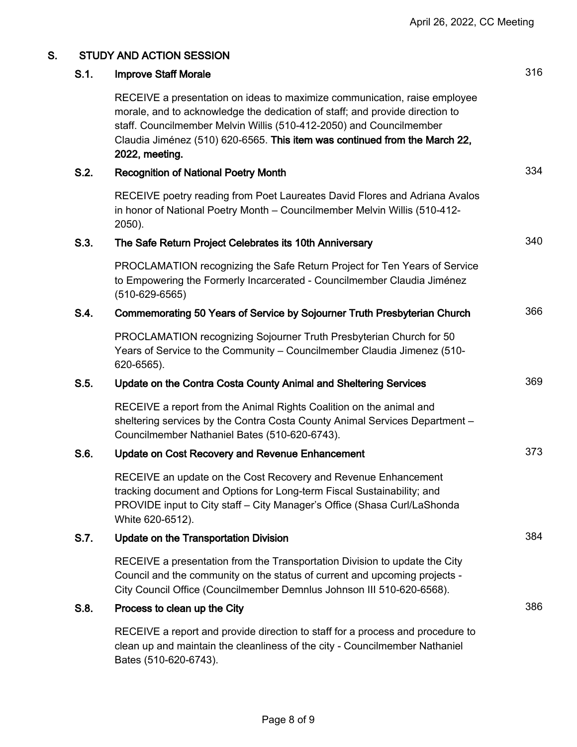## S. STUDY AND ACTION SESSION

### S.1. Improve Staff Morale — 316

RECEIVE a presentation on ideas to maximize communication, raise employee morale, and to acknowledge the dedication of staff; and provide direction to staff. Councilmember Melvin Willis (510-412-2050) and Councilmember Claudia Jiménez (510) 620-6565. **This item was continued from the March 22, 2022, meeting.**

### S.2. Recognition of National Poetry Month — 334

RECEIVE poetry reading from Poet Laureates David Flores and Adriana Avalos in honor of National Poetry Month – Councilmember Melvin Willis (510-412-2050).

### S.3. The Safe Return Project Celebrates its 10th Anniversary — 340

PROCLAMATION recognizing the Safe Return Project for Ten Years of Service to Empowering the Formerly Incarcerated - Councilmember Claudia Jiménez (510-629-6565)

### S.4. Commemorating 50 Years of Service by Sojourner Truth Presbyterian Church — 366

PROCLAMATION recognizing Sojourner Truth Presbyterian Church for 50 Years of Service to the Community – Councilmember Claudia Jimenez (510-620-6565).

### S.5. Update on the Contra Costa County Animal and Sheltering Services — 369

RECEIVE a report from the Animal Rights Coalition on the animal and sheltering services by the Contra Costa County Animal Services Department – Councilmember Nathaniel Bates (510-620-6743).

### S.6. Update on Cost Recovery and Revenue Enhancement — 373

RECEIVE an update on the Cost Recovery and Revenue Enhancement tracking document and Options for Long-term Fiscal Sustainability; and PROVIDE input to City staff – City Manager's Office (Shasa Curl/LaShonda White 620-6512).

### S.7. Update on the Transportation Division — 384

RECEIVE a presentation from the Transportation Division to update the City Council and the community on the status of current and upcoming projects - City Council Office (Councilmember Demnlus Johnson III 510-620-6568).

### S.8. Process to clean up the City — 386

RECEIVE a report and provide direction to staff for a process and procedure to clean up and maintain the cleanliness of the city - Councilmember Nathaniel Bates (510-620-6743).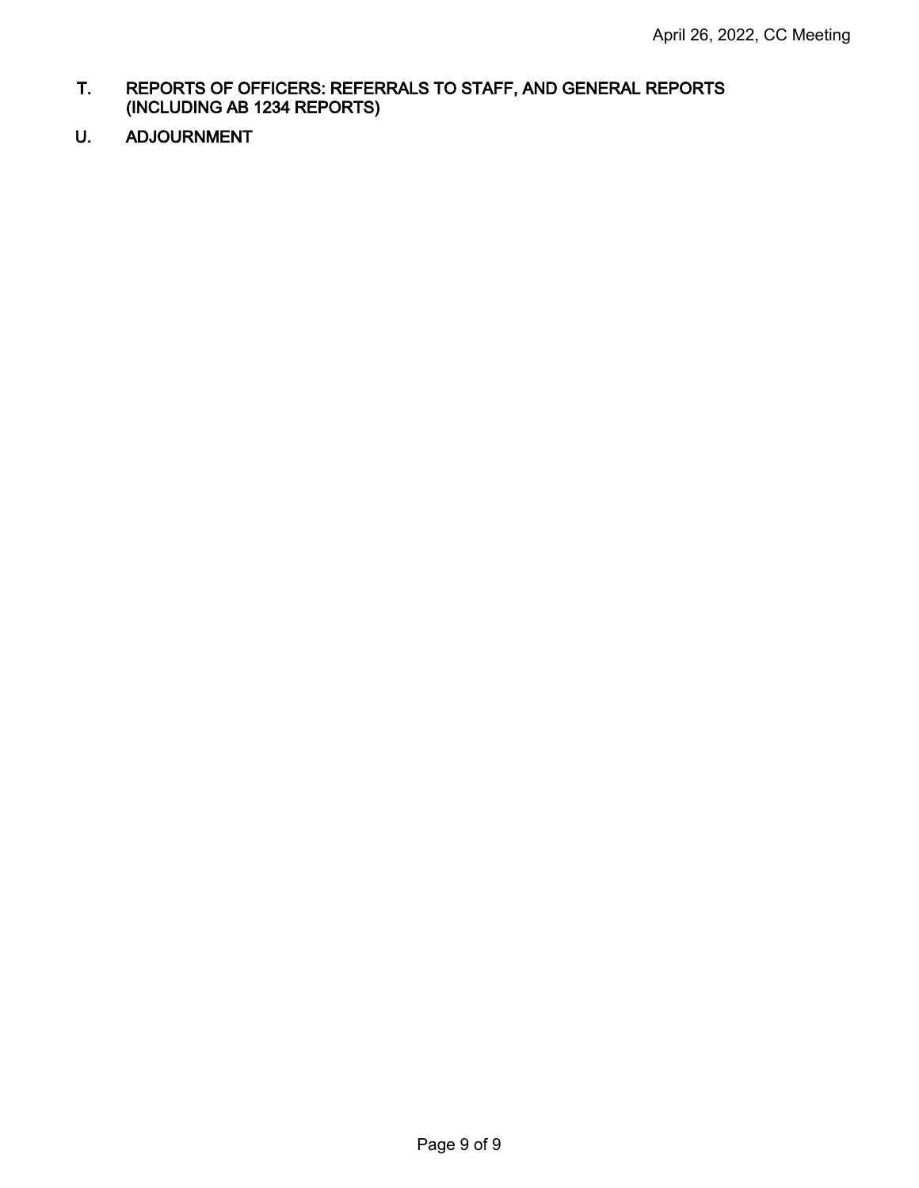## T. REPORTS OF OFFICERS: REFERRALS TO STAFF, AND GENERAL REPORTS (INCLUDING AB 1234 REPORTS)

## U. ADJOURNMENT